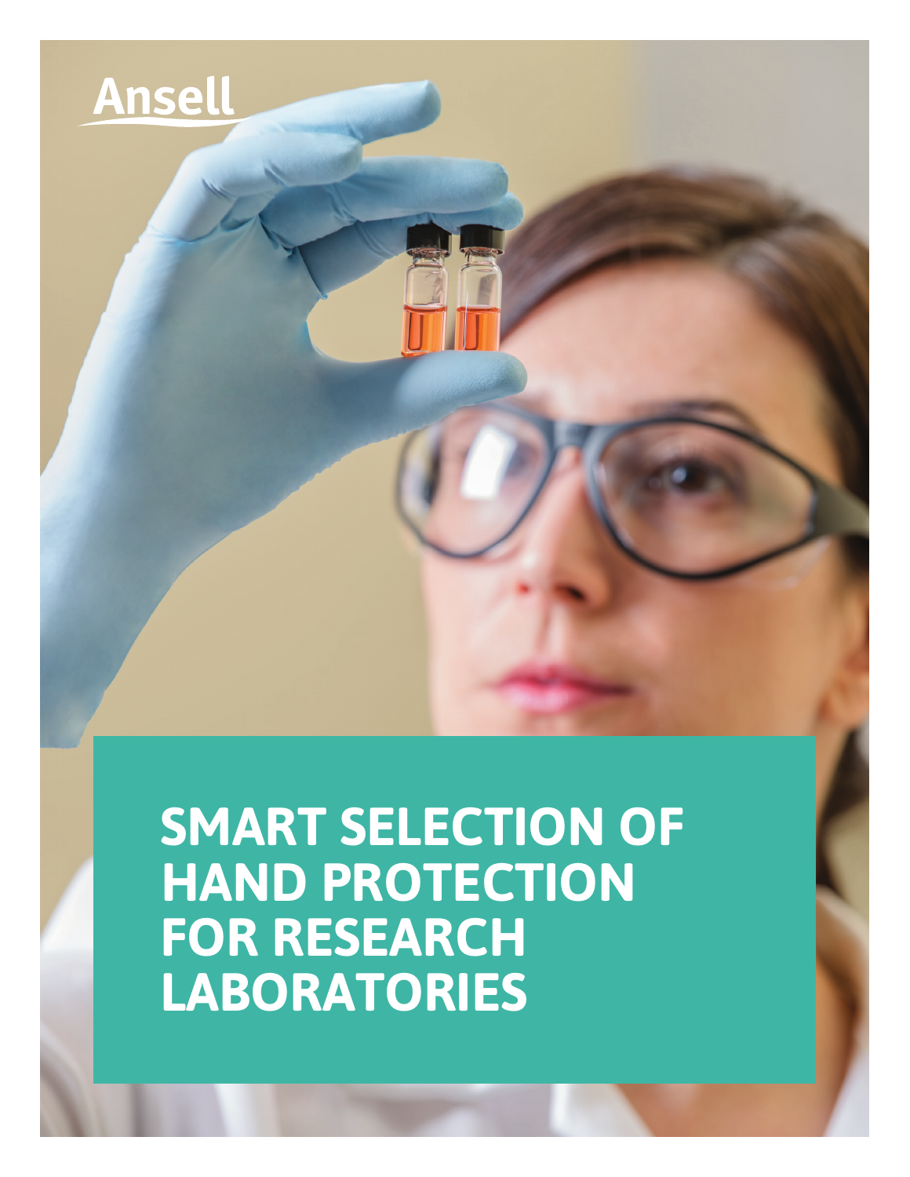Ansell

# SMART SELECTION OF HAND PROTECTION FOR RESEARCH LABORATORIES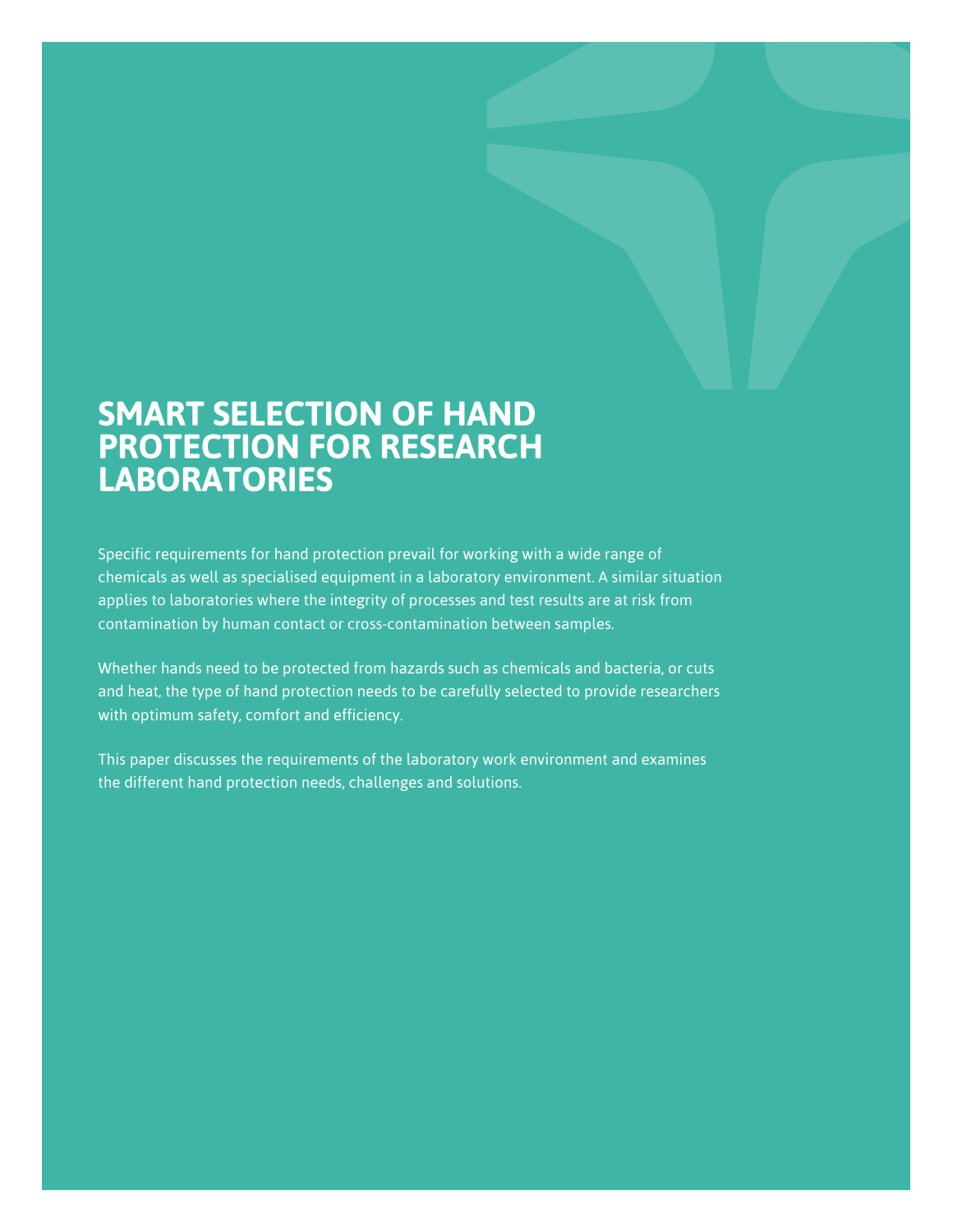# SMART SELECTION OF HAND PROTECTION FOR RESEARCH LABORATORIES

Specific requirements for hand protection prevail for working with a wide range of chemicals as well as specialised equipment in a laboratory environment. A similar situation applies to laboratories where the integrity of processes and test results are at risk from contamination by human contact or cross-contamination between samples.

Whether hands need to be protected from hazards such as chemicals and bacteria, or cuts and heat, the type of hand protection needs to be carefully selected to provide researchers with optimum safety, comfort and efficiency.

This paper discusses the requirements of the laboratory work environment and examines the different hand protection needs, challenges and solutions.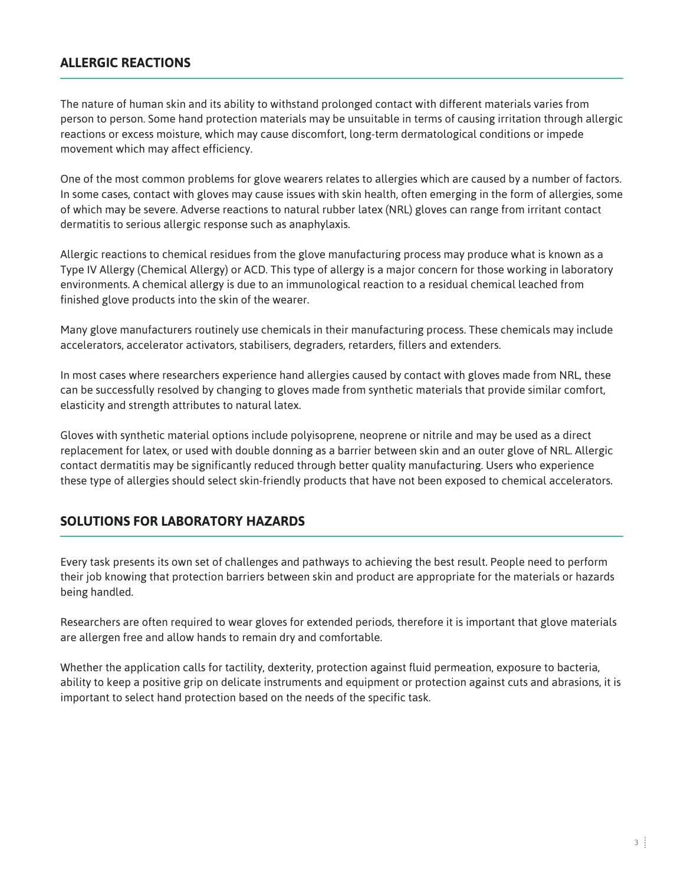## ALLERGIC REACTIONS

The nature of human skin and its ability to withstand prolonged contact with different materials varies from person to person. Some hand protection materials may be unsuitable in terms of causing irritation through allergic reactions or excess moisture, which may cause discomfort, long-term dermatological conditions or impede movement which may affect efficiency.

One of the most common problems for glove wearers relates to allergies which are caused by a number of factors. In some cases, contact with gloves may cause issues with skin health, often emerging in the form of allergies, some of which may be severe. Adverse reactions to natural rubber latex (NRL) gloves can range from irritant contact dermatitis to serious allergic response such as anaphylaxis.

Allergic reactions to chemical residues from the glove manufacturing process may produce what is known as a Type IV Allergy (Chemical Allergy) or ACD. This type of allergy is a major concern for those working in laboratory environments. A chemical allergy is due to an immunological reaction to a residual chemical leached from finished glove products into the skin of the wearer.

Many glove manufacturers routinely use chemicals in their manufacturing process. These chemicals may include accelerators, accelerator activators, stabilisers, degraders, retarders, fillers and extenders.

In most cases where researchers experience hand allergies caused by contact with gloves made from NRL, these can be successfully resolved by changing to gloves made from synthetic materials that provide similar comfort, elasticity and strength attributes to natural latex.

Gloves with synthetic material options include polyisoprene, neoprene or nitrile and may be used as a direct replacement for latex, or used with double donning as a barrier between skin and an outer glove of NRL. Allergic contact dermatitis may be significantly reduced through better quality manufacturing. Users who experience these type of allergies should select skin-friendly products that have not been exposed to chemical accelerators.

## SOLUTIONS FOR LABORATORY HAZARDS

Every task presents its own set of challenges and pathways to achieving the best result. People need to perform their job knowing that protection barriers between skin and product are appropriate for the materials or hazards being handled.

Researchers are often required to wear gloves for extended periods, therefore it is important that glove materials are allergen free and allow hands to remain dry and comfortable.

Whether the application calls for tactility, dexterity, protection against fluid permeation, exposure to bacteria, ability to keep a positive grip on delicate instruments and equipment or protection against cuts and abrasions, it is important to select hand protection based on the needs of the specific task.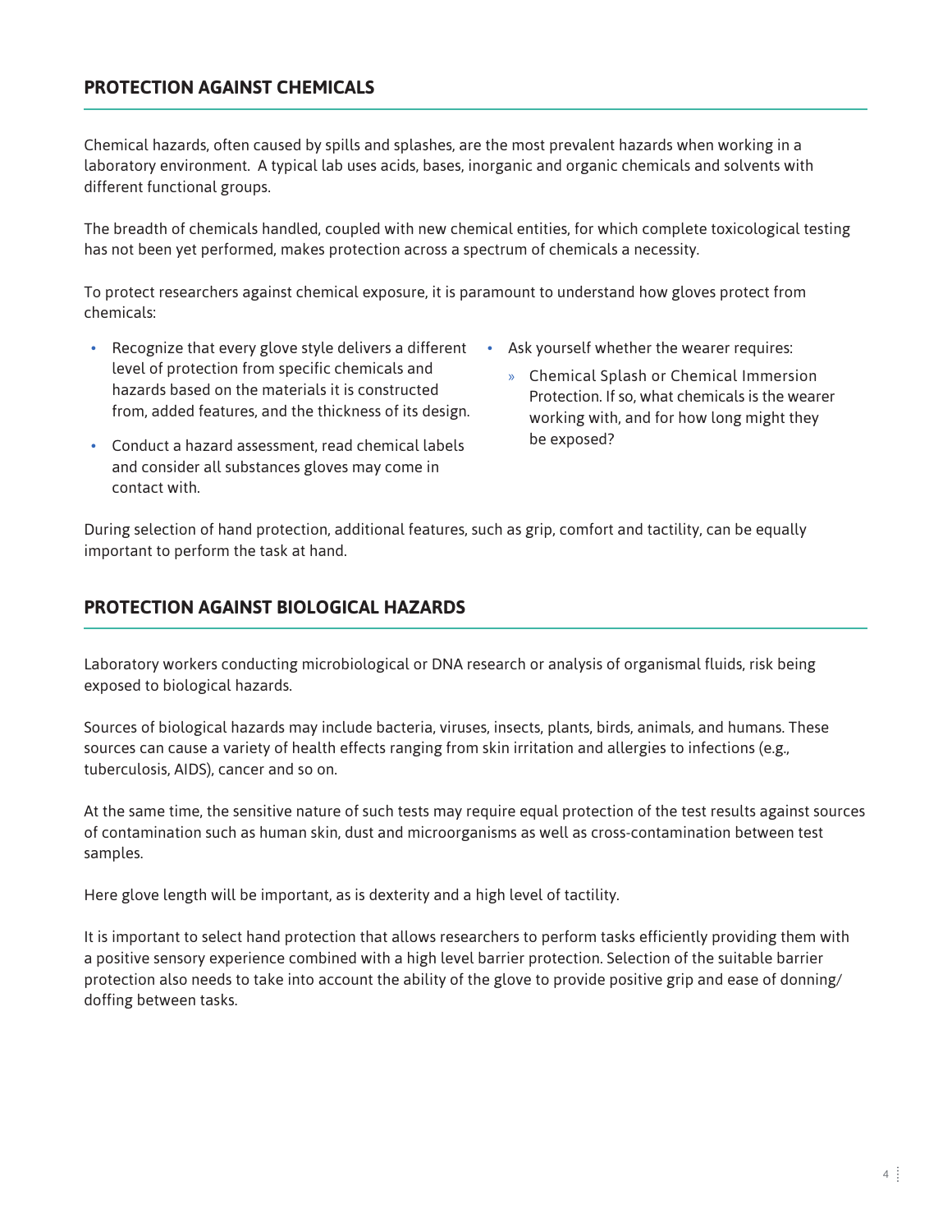## PROTECTION AGAINST CHEMICALS

Chemical hazards, often caused by spills and splashes, are the most prevalent hazards when working in a laboratory environment. A typical lab uses acids, bases, inorganic and organic chemicals and solvents with different functional groups.

The breadth of chemicals handled, coupled with new chemical entities, for which complete toxicological testing has not been yet performed, makes protection across a spectrum of chemicals a necessity.

To protect researchers against chemical exposure, it is paramount to understand how gloves protect from chemicals:

- Recognize that every glove style delivers a different level of protection from specific chemicals and hazards based on the materials it is constructed from, added features, and the thickness of its design.
- Conduct a hazard assessment, read chemical labels and consider all substances gloves may come in contact with.
- Ask yourself whether the wearer requires:
  - Chemical Splash or Chemical Immersion Protection. If so, what chemicals is the wearer working with, and for how long might they be exposed?

During selection of hand protection, additional features, such as grip, comfort and tactility, can be equally important to perform the task at hand.

## PROTECTION AGAINST BIOLOGICAL HAZARDS

Laboratory workers conducting microbiological or DNA research or analysis of organismal fluids, risk being exposed to biological hazards.

Sources of biological hazards may include bacteria, viruses, insects, plants, birds, animals, and humans. These sources can cause a variety of health effects ranging from skin irritation and allergies to infections (e.g., tuberculosis, AIDS), cancer and so on.

At the same time, the sensitive nature of such tests may require equal protection of the test results against sources of contamination such as human skin, dust and microorganisms as well as cross-contamination between test samples.

Here glove length will be important, as is dexterity and a high level of tactility.

It is important to select hand protection that allows researchers to perform tasks efficiently providing them with a positive sensory experience combined with a high level barrier protection. Selection of the suitable barrier protection also needs to take into account the ability of the glove to provide positive grip and ease of donning/doffing between tasks.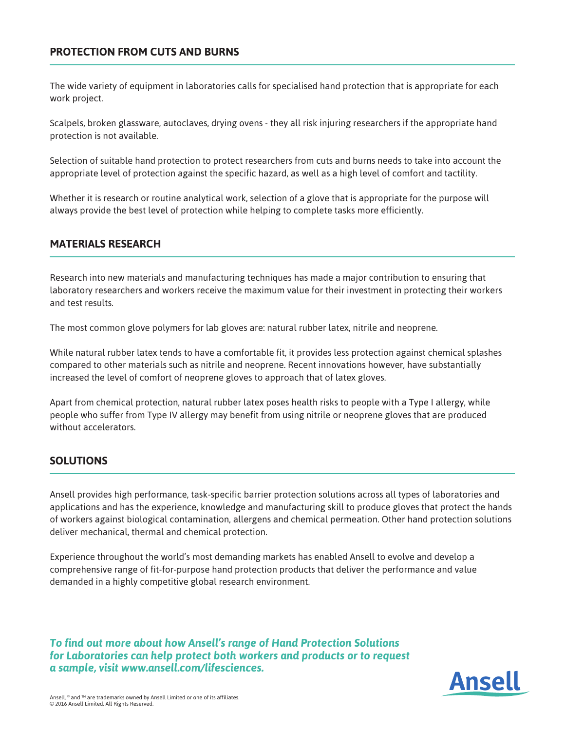## PROTECTION FROM CUTS AND BURNS

The wide variety of equipment in laboratories calls for specialised hand protection that is appropriate for each work project.

Scalpels, broken glassware, autoclaves, drying ovens - they all risk injuring researchers if the appropriate hand protection is not available.

Selection of suitable hand protection to protect researchers from cuts and burns needs to take into account the appropriate level of protection against the specific hazard, as well as a high level of comfort and tactility.

Whether it is research or routine analytical work, selection of a glove that is appropriate for the purpose will always provide the best level of protection while helping to complete tasks more efficiently.

## MATERIALS RESEARCH

Research into new materials and manufacturing techniques has made a major contribution to ensuring that laboratory researchers and workers receive the maximum value for their investment in protecting their workers and test results.

The most common glove polymers for lab gloves are: natural rubber latex, nitrile and neoprene.

While natural rubber latex tends to have a comfortable fit, it provides less protection against chemical splashes compared to other materials such as nitrile and neoprene. Recent innovations however, have substantially increased the level of comfort of neoprene gloves to approach that of latex gloves.

Apart from chemical protection, natural rubber latex poses health risks to people with a Type I allergy, while people who suffer from Type IV allergy may benefit from using nitrile or neoprene gloves that are produced without accelerators.

## SOLUTIONS

Ansell provides high performance, task-specific barrier protection solutions across all types of laboratories and applications and has the experience, knowledge and manufacturing skill to produce gloves that protect the hands of workers against biological contamination, allergens and chemical permeation. Other hand protection solutions deliver mechanical, thermal and chemical protection.

Experience throughout the world's most demanding markets has enabled Ansell to evolve and develop a comprehensive range of fit-for-purpose hand protection products that deliver the performance and value demanded in a highly competitive global research environment.

***To find out more about how Ansell's range of Hand Protection Solutions for Laboratories can help protect both workers and products or to request a sample, visit www.ansell.com/lifesciences.***

Ansell

Ansell, ® and ™ are trademarks owned by Ansell Limited or one of its affiliates.
© 2016 Ansell Limited. All Rights Reserved.